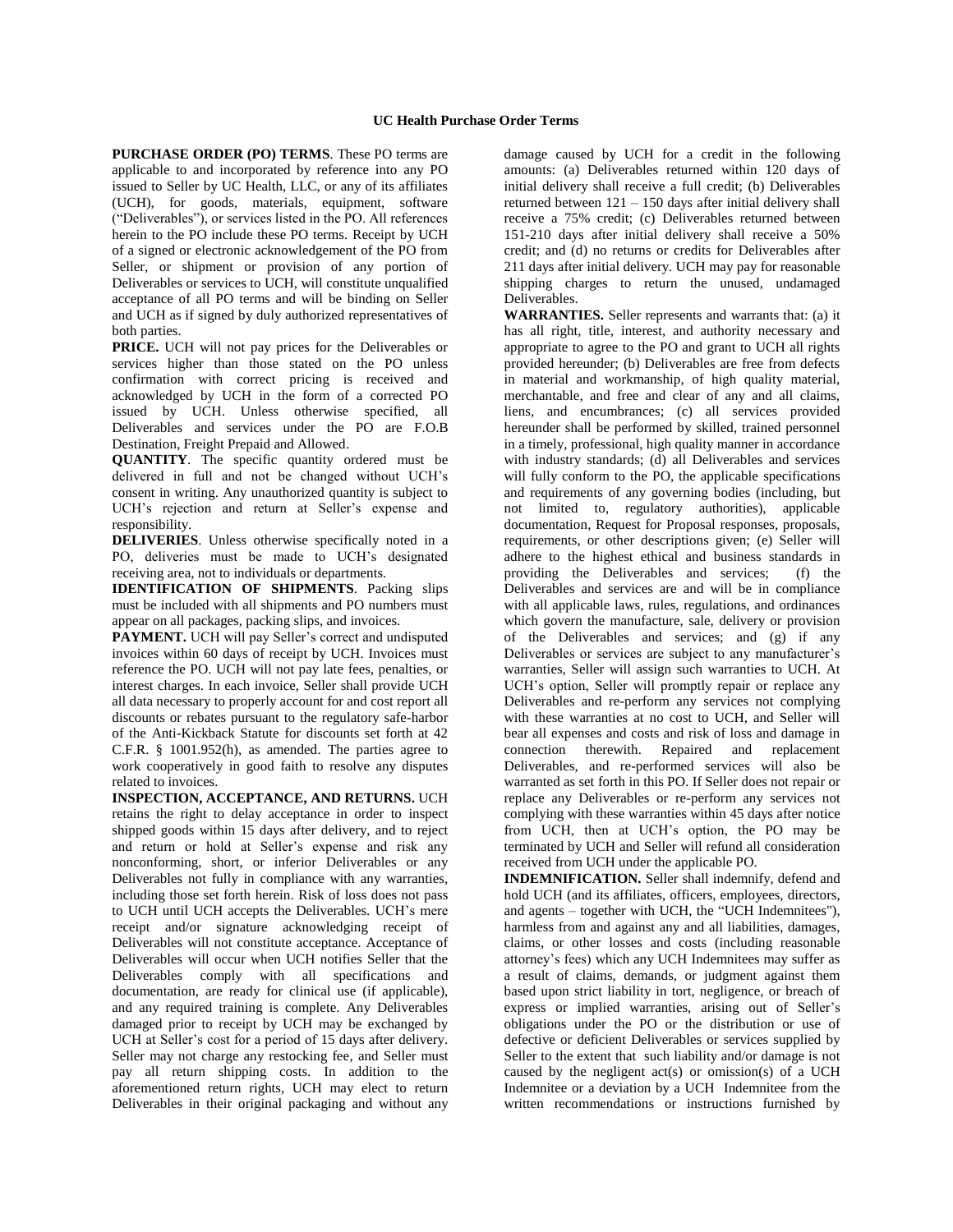**UC Health Purchase Order Terms**

**PURCHASE ORDER (PO) TERMS**. These PO terms are applicable to and incorporated by reference into any PO issued to Seller by UC Health, LLC, or any of its affiliates (UCH), for goods, materials, equipment, software ("Deliverables"), or services listed in the PO. All references herein to the PO include these PO terms. Receipt by UCH of a signed or electronic acknowledgement of the PO from Seller, or shipment or provision of any portion of Deliverables or services to UCH, will constitute unqualified acceptance of all PO terms and will be binding on Seller and UCH as if signed by duly authorized representatives of both parties.

**PRICE.** UCH will not pay prices for the Deliverables or services higher than those stated on the PO unless confirmation with correct pricing is received and acknowledged by UCH in the form of a corrected PO issued by UCH. Unless otherwise specified, all Deliverables and services under the PO are F.O.B Destination, Freight Prepaid and Allowed.

**QUANTITY**. The specific quantity ordered must be delivered in full and not be changed without UCH's consent in writing. Any unauthorized quantity is subject to UCH's rejection and return at Seller's expense and responsibility.

**DELIVERIES**. Unless otherwise specifically noted in a PO, deliveries must be made to UCH's designated receiving area, not to individuals or departments.

**IDENTIFICATION OF SHIPMENTS**. Packing slips must be included with all shipments and PO numbers must appear on all packages, packing slips, and invoices.

**PAYMENT.** UCH will pay Seller's correct and undisputed invoices within 60 days of receipt by UCH. Invoices must reference the PO. UCH will not pay late fees, penalties, or interest charges. In each invoice, Seller shall provide UCH all data necessary to properly account for and cost report all discounts or rebates pursuant to the regulatory safe-harbor of the Anti-Kickback Statute for discounts set forth at 42 C.F.R. § 1001.952(h), as amended. The parties agree to work cooperatively in good faith to resolve any disputes related to invoices.

**INSPECTION, ACCEPTANCE, AND RETURNS.** UCH retains the right to delay acceptance in order to inspect shipped goods within 15 days after delivery, and to reject and return or hold at Seller's expense and risk any nonconforming, short, or inferior Deliverables or any Deliverables not fully in compliance with any warranties, including those set forth herein. Risk of loss does not pass to UCH until UCH accepts the Deliverables. UCH's mere receipt and/or signature acknowledging receipt of Deliverables will not constitute acceptance. Acceptance of Deliverables will occur when UCH notifies Seller that the Deliverables comply with all specifications and documentation, are ready for clinical use (if applicable), and any required training is complete. Any Deliverables damaged prior to receipt by UCH may be exchanged by UCH at Seller's cost for a period of 15 days after delivery. Seller may not charge any restocking fee, and Seller must pay all return shipping costs. In addition to the aforementioned return rights, UCH may elect to return Deliverables in their original packaging and without any damage caused by UCH for a credit in the following amounts: (a) Deliverables returned within 120 days of initial delivery shall receive a full credit; (b) Deliverables returned between 121 – 150 days after initial delivery shall receive a 75% credit; (c) Deliverables returned between 151-210 days after initial delivery shall receive a 50% credit; and (d) no returns or credits for Deliverables after 211 days after initial delivery. UCH may pay for reasonable shipping charges to return the unused, undamaged Deliverables.

**WARRANTIES.** Seller represents and warrants that: (a) it has all right, title, interest, and authority necessary and appropriate to agree to the PO and grant to UCH all rights provided hereunder; (b) Deliverables are free from defects in material and workmanship, of high quality material, merchantable, and free and clear of any and all claims, liens, and encumbrances; (c) all services provided hereunder shall be performed by skilled, trained personnel in a timely, professional, high quality manner in accordance with industry standards; (d) all Deliverables and services will fully conform to the PO, the applicable specifications and requirements of any governing bodies (including, but not limited to, regulatory authorities), applicable documentation, Request for Proposal responses, proposals, requirements, or other descriptions given; (e) Seller will adhere to the highest ethical and business standards in providing the Deliverables and services; (f) the Deliverables and services are and will be in compliance with all applicable laws, rules, regulations, and ordinances which govern the manufacture, sale, delivery or provision of the Deliverables and services; and (g) if any Deliverables or services are subject to any manufacturer's warranties, Seller will assign such warranties to UCH. At UCH's option, Seller will promptly repair or replace any Deliverables and re-perform any services not complying with these warranties at no cost to UCH, and Seller will bear all expenses and costs and risk of loss and damage in connection therewith. Repaired and replacement Deliverables, and re-performed services will also be warranted as set forth in this PO. If Seller does not repair or replace any Deliverables or re-perform any services not complying with these warranties within 45 days after notice from UCH, then at UCH's option, the PO may be terminated by UCH and Seller will refund all consideration received from UCH under the applicable PO.

**INDEMNIFICATION.** Seller shall indemnify, defend and hold UCH (and its affiliates, officers, employees, directors, and agents – together with UCH, the "UCH Indemnitees"), harmless from and against any and all liabilities, damages, claims, or other losses and costs (including reasonable attorney's fees) which any UCH Indemnitees may suffer as a result of claims, demands, or judgment against them based upon strict liability in tort, negligence, or breach of express or implied warranties, arising out of Seller's obligations under the PO or the distribution or use of defective or deficient Deliverables or services supplied by Seller to the extent that such liability and/or damage is not caused by the negligent act(s) or omission(s) of a UCH Indemnitee or a deviation by a UCH Indemnitee from the written recommendations or instructions furnished by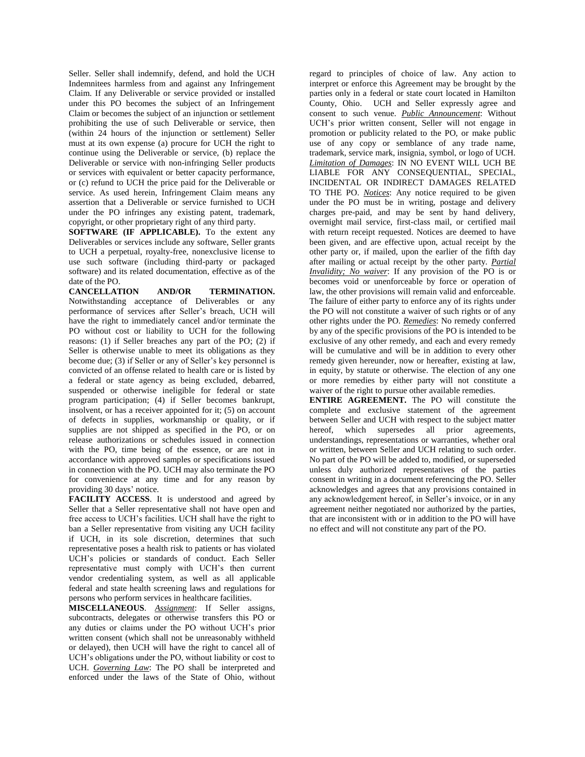Seller. Seller shall indemnify, defend, and hold the UCH Indemnitees harmless from and against any Infringement Claim. If any Deliverable or service provided or installed under this PO becomes the subject of an Infringement Claim or becomes the subject of an injunction or settlement prohibiting the use of such Deliverable or service, then (within 24 hours of the injunction or settlement) Seller must at its own expense (a) procure for UCH the right to continue using the Deliverable or service, (b) replace the Deliverable or service with non-infringing Seller products or services with equivalent or better capacity performance, or (c) refund to UCH the price paid for the Deliverable or service. As used herein, Infringement Claim means any assertion that a Deliverable or service furnished to UCH under the PO infringes any existing patent, trademark, copyright, or other proprietary right of any third party.

**SOFTWARE (IF APPLICABLE).** To the extent any Deliverables or services include any software, Seller grants to UCH a perpetual, royalty-free, nonexclusive license to use such software (including third-party or packaged software) and its related documentation, effective as of the date of the PO.

**CANCELLATION AND/OR TERMINATION.** Notwithstanding acceptance of Deliverables or any performance of services after Seller's breach, UCH will have the right to immediately cancel and/or terminate the PO without cost or liability to UCH for the following reasons: (1) if Seller breaches any part of the PO; (2) if Seller is otherwise unable to meet its obligations as they become due; (3) if Seller or any of Seller's key personnel is convicted of an offense related to health care or is listed by a federal or state agency as being excluded, debarred, suspended or otherwise ineligible for federal or state program participation; (4) if Seller becomes bankrupt, insolvent, or has a receiver appointed for it; (5) on account of defects in supplies, workmanship or quality, or if supplies are not shipped as specified in the PO, or on release authorizations or schedules issued in connection with the PO, time being of the essence, or are not in accordance with approved samples or specifications issued in connection with the PO. UCH may also terminate the PO for convenience at any time and for any reason by providing 30 days' notice.

**FACILITY ACCESS**. It is understood and agreed by Seller that a Seller representative shall not have open and free access to UCH's facilities. UCH shall have the right to ban a Seller representative from visiting any UCH facility if UCH, in its sole discretion, determines that such representative poses a health risk to patients or has violated UCH's policies or standards of conduct. Each Seller representative must comply with UCH's then current vendor credentialing system, as well as all applicable federal and state health screening laws and regulations for persons who perform services in healthcare facilities.

**MISCELLANEOUS**. *Assignment*: If Seller assigns, subcontracts, delegates or otherwise transfers this PO or any duties or claims under the PO without UCH's prior written consent (which shall not be unreasonably withheld or delayed), then UCH will have the right to cancel all of UCH's obligations under the PO, without liability or cost to UCH. *Governing Law*: The PO shall be interpreted and enforced under the laws of the State of Ohio, without regard to principles of choice of law. Any action to interpret or enforce this Agreement may be brought by the parties only in a federal or state court located in Hamilton County, Ohio. UCH and Seller expressly agree and consent to such venue. *Public Announcement*: Without UCH's prior written consent, Seller will not engage in promotion or publicity related to the PO, or make public use of any copy or semblance of any trade name, trademark, service mark, insignia, symbol, or logo of UCH. *Limitation of Damages*: IN NO EVENT WILL UCH BE LIABLE FOR ANY CONSEQUENTIAL, SPECIAL, INCIDENTAL OR INDIRECT DAMAGES RELATED TO THE PO. *Notices*: Any notice required to be given under the PO must be in writing, postage and delivery charges pre-paid, and may be sent by hand delivery, overnight mail service, first-class mail, or certified mail with return receipt requested. Notices are deemed to have been given, and are effective upon, actual receipt by the other party or, if mailed, upon the earlier of the fifth day after mailing or actual receipt by the other party. *Partial Invalidity; No waiver*: If any provision of the PO is or becomes void or unenforceable by force or operation of law, the other provisions will remain valid and enforceable. The failure of either party to enforce any of its rights under the PO will not constitute a waiver of such rights or of any other rights under the PO. *Remedies*: No remedy conferred by any of the specific provisions of the PO is intended to be exclusive of any other remedy, and each and every remedy will be cumulative and will be in addition to every other remedy given hereunder, now or hereafter, existing at law, in equity, by statute or otherwise. The election of any one or more remedies by either party will not constitute a waiver of the right to pursue other available remedies.

**ENTIRE AGREEMENT.** The PO will constitute the complete and exclusive statement of the agreement between Seller and UCH with respect to the subject matter hereof, which supersedes all prior agreements, understandings, representations or warranties, whether oral or written, between Seller and UCH relating to such order. No part of the PO will be added to, modified, or superseded unless duly authorized representatives of the parties consent in writing in a document referencing the PO. Seller acknowledges and agrees that any provisions contained in any acknowledgement hereof, in Seller's invoice, or in any agreement neither negotiated nor authorized by the parties, that are inconsistent with or in addition to the PO will have no effect and will not constitute any part of the PO.